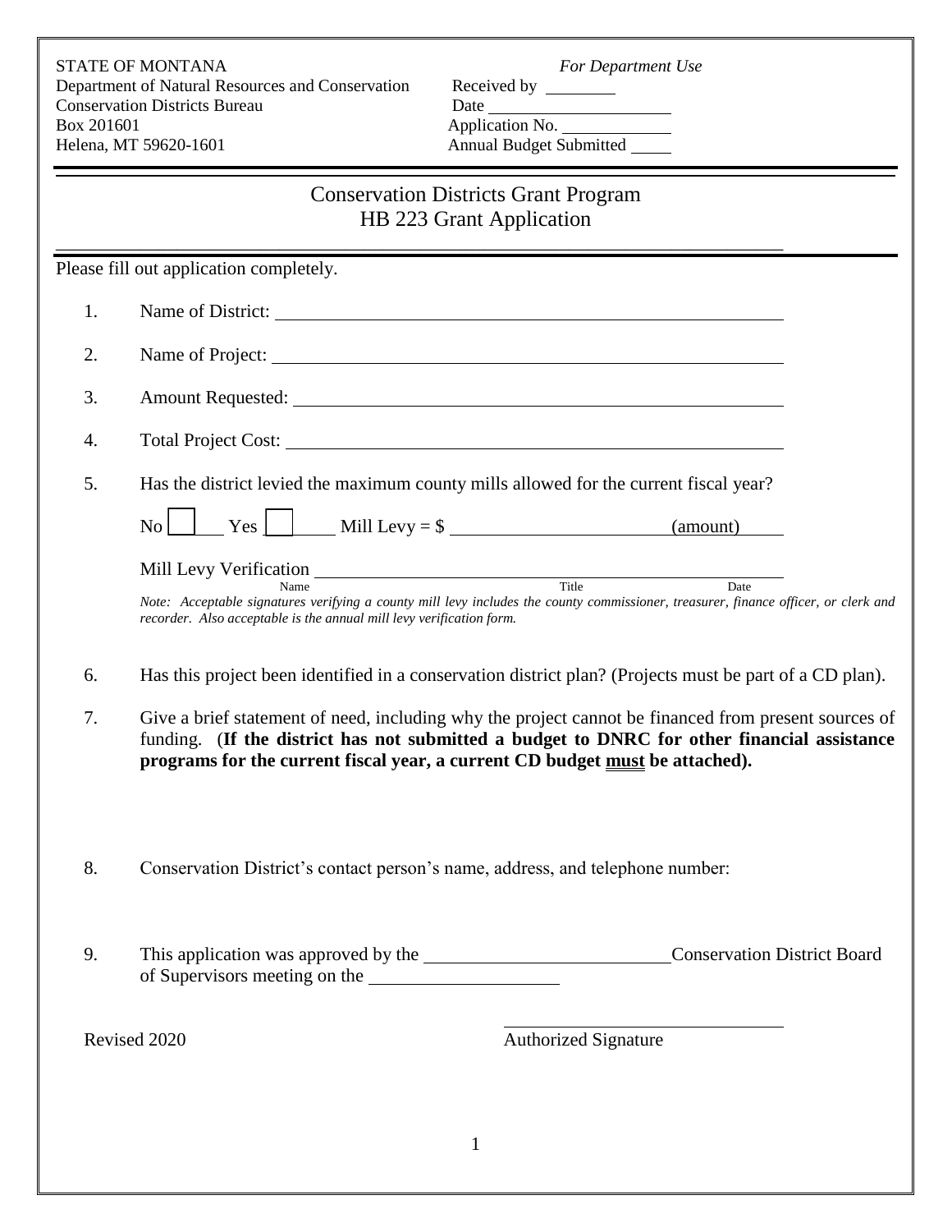STATE OF MONTANA
Department of Natural Resources and Conservation
Conservation Districts Bureau
Box 201601
Helena, MT 59620-1601

*For Department Use*
Received by ________
Date ____________________
Application No. ____________
Annual Budget Submitted _____

# Conservation Districts Grant Program
## HB 223 Grant Application

Please fill out application completely.

1. Name of District: ______________________________________________________

2. Name of Project: ______________________________________________________

3. Amount Requested: ____________________________________________________

4. Total Project Cost: ____________________________________________________

5. Has the district levied the maximum county mills allowed for the current fiscal year?

   No ☐ Yes ☐ Mill Levy = $ ______________________ (amount)

   Mill Levy Verification ______________________________________________
   Name Title Date

   *Note: Acceptable signatures verifying a county mill levy includes the county commissioner, treasurer, finance officer, or clerk and recorder. Also acceptable is the annual mill levy verification form.*

6. Has this project been identified in a conservation district plan? (Projects must be part of a CD plan).

7. Give a brief statement of need, including why the project cannot be financed from present sources of funding. (**If the district has not submitted a budget to DNRC for other financial assistance programs for the current fiscal year, a current CD budget <u>must</u> be attached).**

8. Conservation District's contact person's name, address, and telephone number:

9. This application was approved by the ________________________ Conservation District Board of Supervisors meeting on the ____________________

Revised 2020

______________________________
Authorized Signature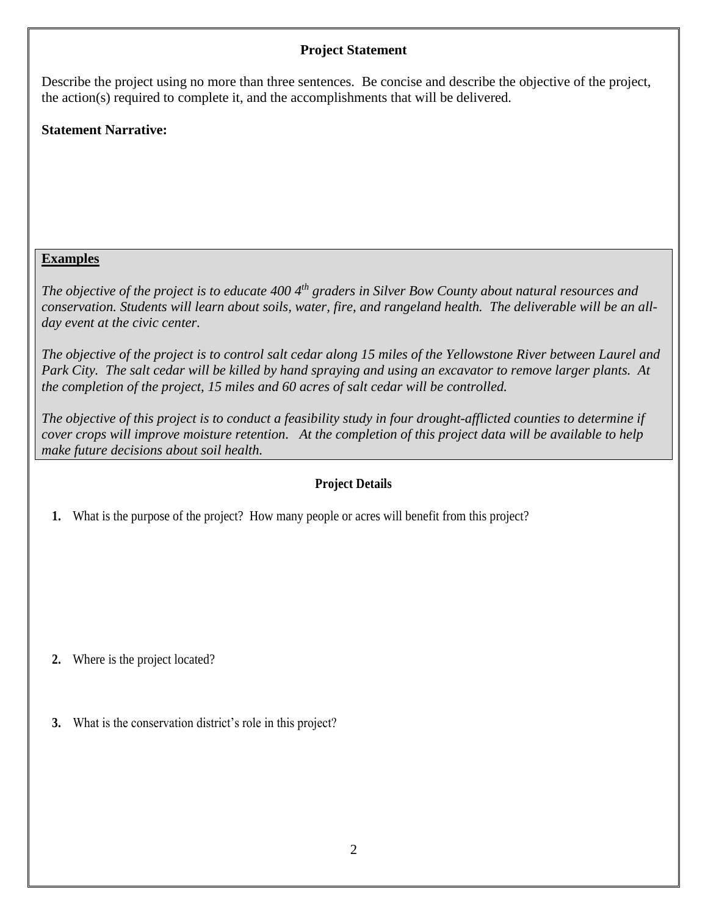## Project Statement

Describe the project using no more than three sentences. Be concise and describe the objective of the project, the action(s) required to complete it, and the accomplishments that will be delivered.

**Statement Narrative:**

**Examples**

*The objective of the project is to educate 400 4th graders in Silver Bow County about natural resources and conservation. Students will learn about soils, water, fire, and rangeland health. The deliverable will be an all-day event at the civic center.*

*The objective of the project is to control salt cedar along 15 miles of the Yellowstone River between Laurel and Park City. The salt cedar will be killed by hand spraying and using an excavator to remove larger plants. At the completion of the project, 15 miles and 60 acres of salt cedar will be controlled.*

*The objective of this project is to conduct a feasibility study in four drought-afflicted counties to determine if cover crops will improve moisture retention. At the completion of this project data will be available to help make future decisions about soil health.*

## Project Details

1. What is the purpose of the project? How many people or acres will benefit from this project?

2. Where is the project located?

3. What is the conservation district's role in this project?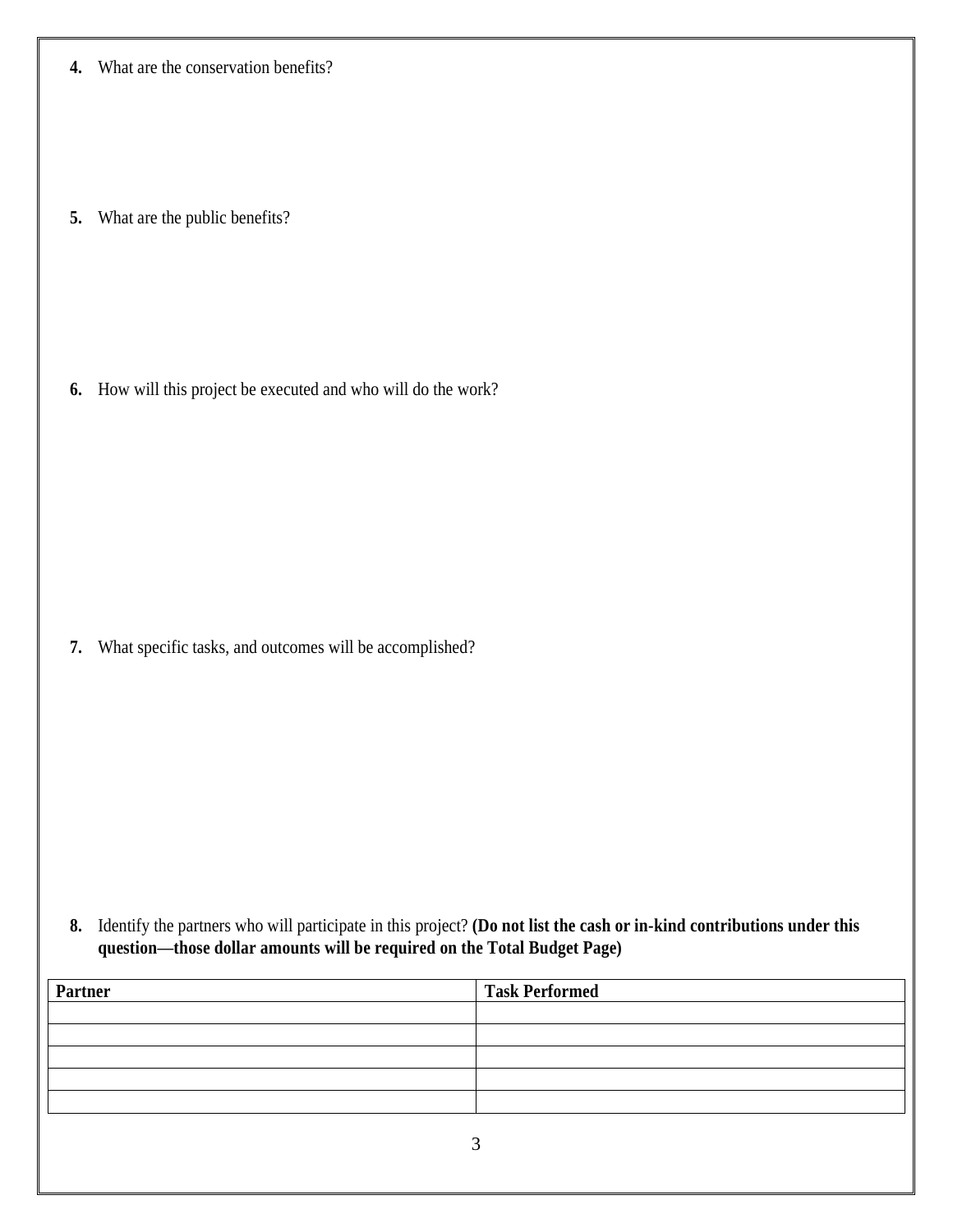**4.** What are the conservation benefits?

**5.** What are the public benefits?

**6.** How will this project be executed and who will do the work?

**7.** What specific tasks, and outcomes will be accomplished?

**8.** Identify the partners who will participate in this project? **(Do not list the cash or in-kind contributions under this question—those dollar amounts will be required on the Total Budget Page)**

| Partner | Task Performed |
|---|---|
| | |
| | |
| | |
| | |
| | |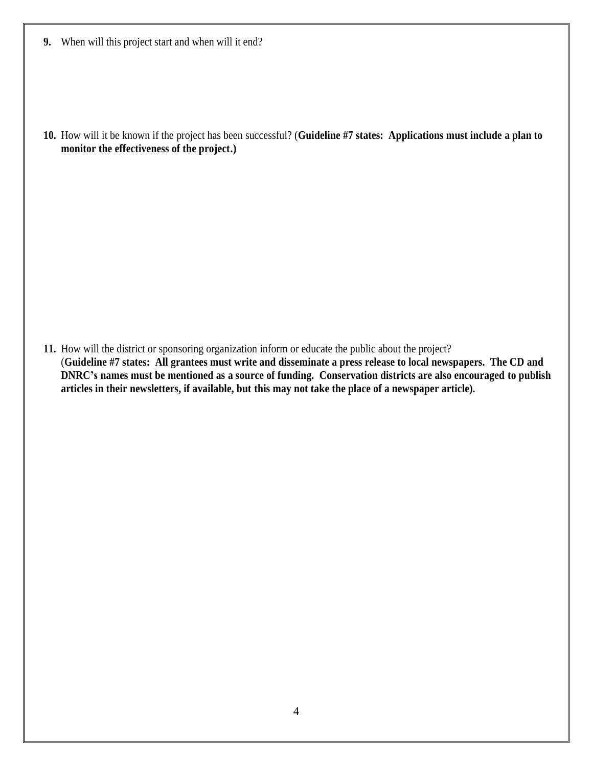**9.** When will this project start and when will it end?

**10.** How will it be known if the project has been successful? (**Guideline #7 states: Applications must include a plan to monitor the effectiveness of the project.)**

**11.** How will the district or sponsoring organization inform or educate the public about the project? (**Guideline #7 states: All grantees must write and disseminate a press release to local newspapers. The CD and DNRC's names must be mentioned as a source of funding. Conservation districts are also encouraged to publish articles in their newsletters, if available, but this may not take the place of a newspaper article).**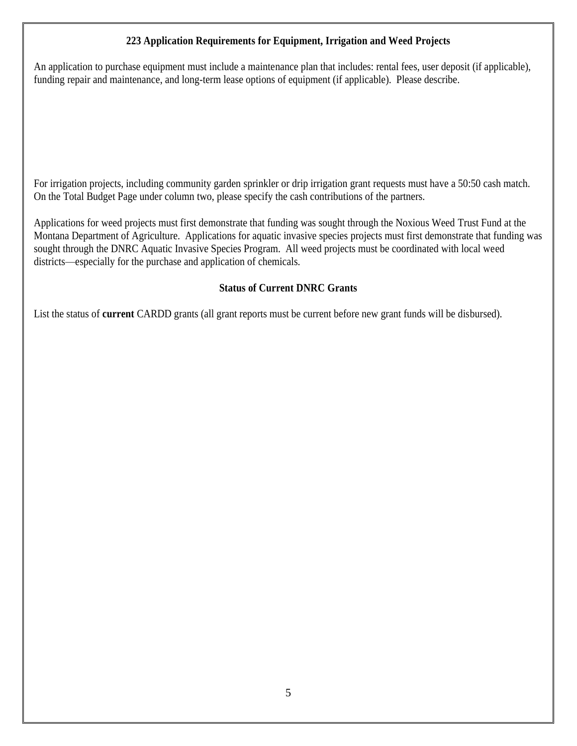## 223 Application Requirements for Equipment, Irrigation and Weed Projects

An application to purchase equipment must include a maintenance plan that includes: rental fees, user deposit (if applicable), funding repair and maintenance, and long-term lease options of equipment (if applicable). Please describe.

For irrigation projects, including community garden sprinkler or drip irrigation grant requests must have a 50:50 cash match. On the Total Budget Page under column two, please specify the cash contributions of the partners.

Applications for weed projects must first demonstrate that funding was sought through the Noxious Weed Trust Fund at the Montana Department of Agriculture. Applications for aquatic invasive species projects must first demonstrate that funding was sought through the DNRC Aquatic Invasive Species Program. All weed projects must be coordinated with local weed districts—especially for the purchase and application of chemicals.

## Status of Current DNRC Grants

List the status of **current** CARDD grants (all grant reports must be current before new grant funds will be disbursed).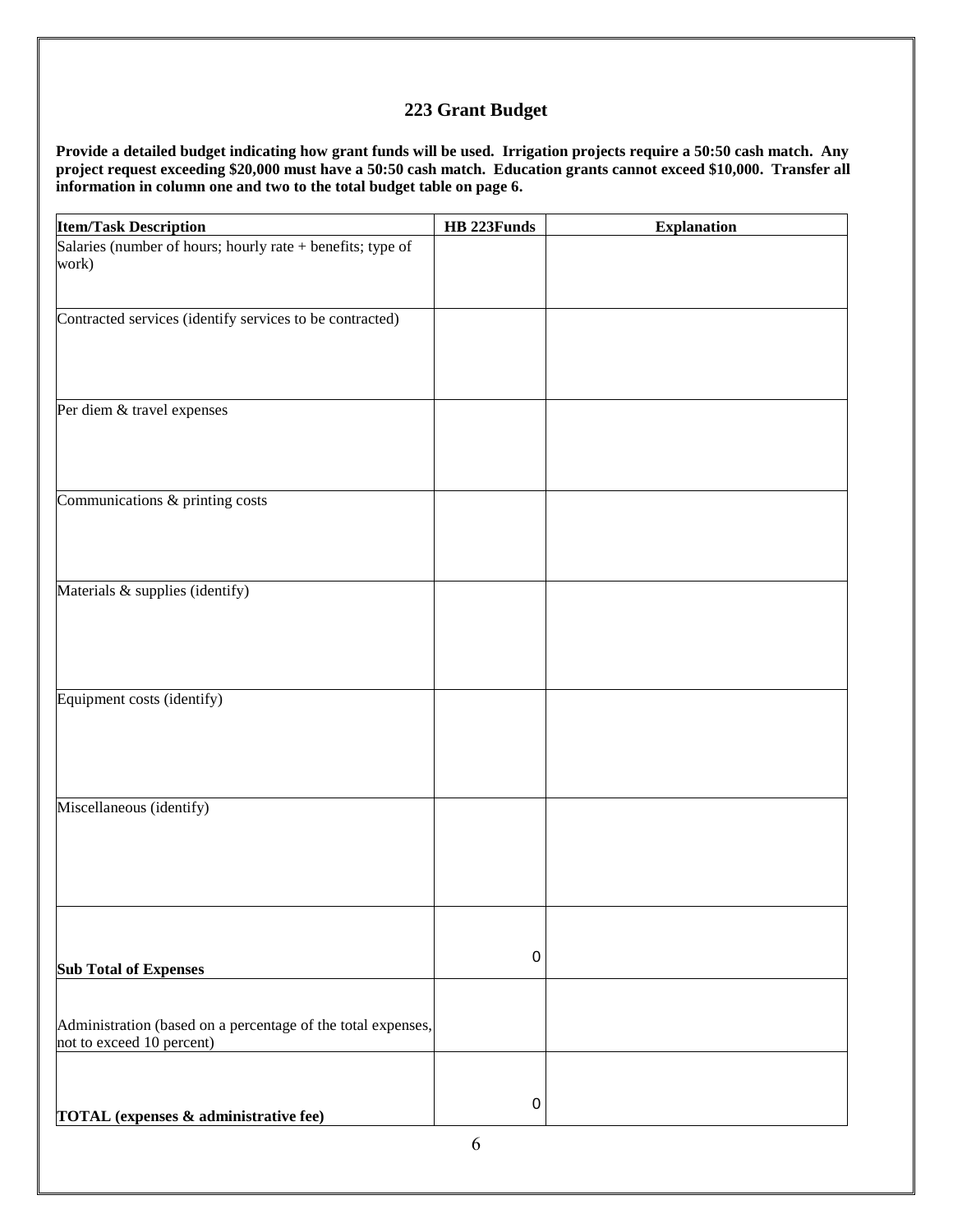## 223 Grant Budget

**Provide a detailed budget indicating how grant funds will be used. Irrigation projects require a 50:50 cash match. Any project request exceeding $20,000 must have a 50:50 cash match. Education grants cannot exceed $10,000. Transfer all information in column one and two to the total budget table on page 6.**

| Item/Task Description | HB 223Funds | Explanation |
|---|---|---|
| Salaries (number of hours; hourly rate + benefits; type of work) | | |
| Contracted services (identify services to be contracted) | | |
| Per diem & travel expenses | | |
| Communications & printing costs | | |
| Materials & supplies (identify) | | |
| Equipment costs (identify) | | |
| Miscellaneous (identify) | | |
| **Sub Total of Expenses** | 0 | |
| Administration (based on a percentage of the total expenses, not to exceed 10 percent) | | |
| **TOTAL (expenses & administrative fee)** | 0 | |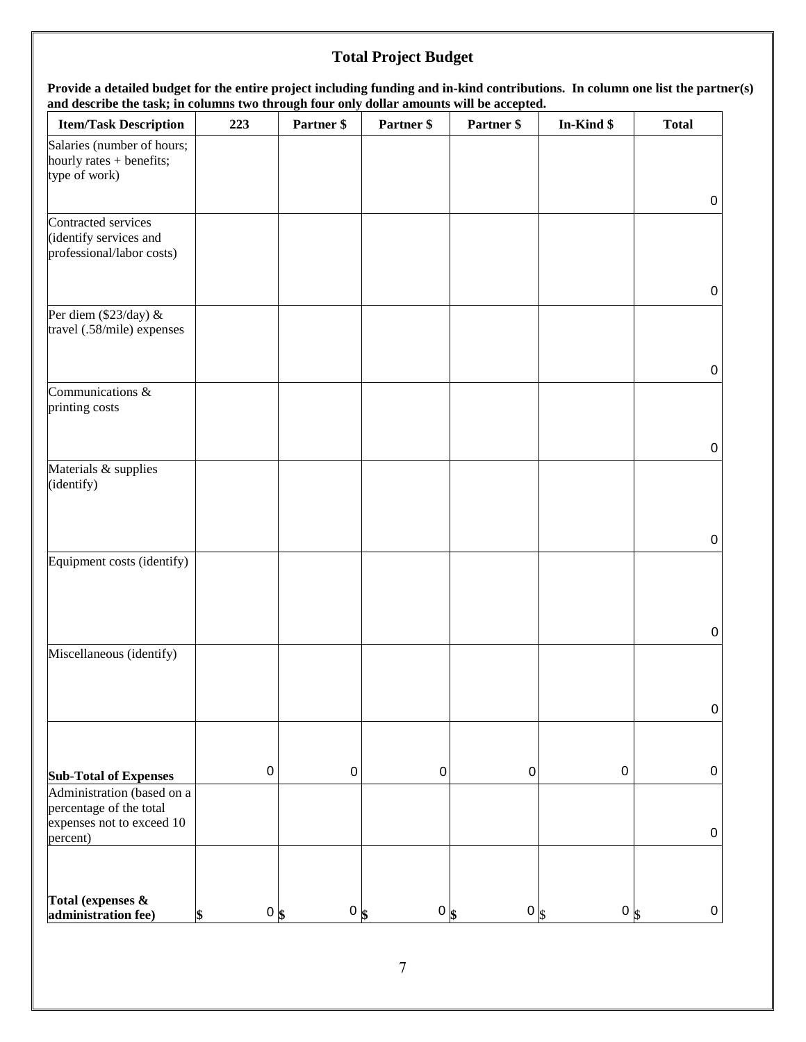# Total Project Budget

**Provide a detailed budget for the entire project including funding and in-kind contributions. In column one list the partner(s) and describe the task; in columns two through four only dollar amounts will be accepted.**

| Item/Task Description | 223 | Partner $ | Partner $ | Partner $ | In-Kind $ | Total |
|---|---|---|---|---|---|---|
| Salaries (number of hours; hourly rates + benefits; type of work) | | | | | | 0 |
| Contracted services (identify services and professional/labor costs) | | | | | | 0 |
| Per diem ($23/day) & travel (.58/mile) expenses | | | | | | 0 |
| Communications & printing costs | | | | | | 0 |
| Materials & supplies (identify) | | | | | | 0 |
| Equipment costs (identify) | | | | | | 0 |
| Miscellaneous (identify) | | | | | | 0 |
| **Sub-Total of Expenses** | 0 | 0 | 0 | 0 | 0 | 0 |
| Administration (based on a percentage of the total expenses not to exceed 10 percent) | | | | | | 0 |
| **Total (expenses & administration fee)** | $ 0 | $ 0 | $ 0 | $ 0 | $ 0 | $ 0 |